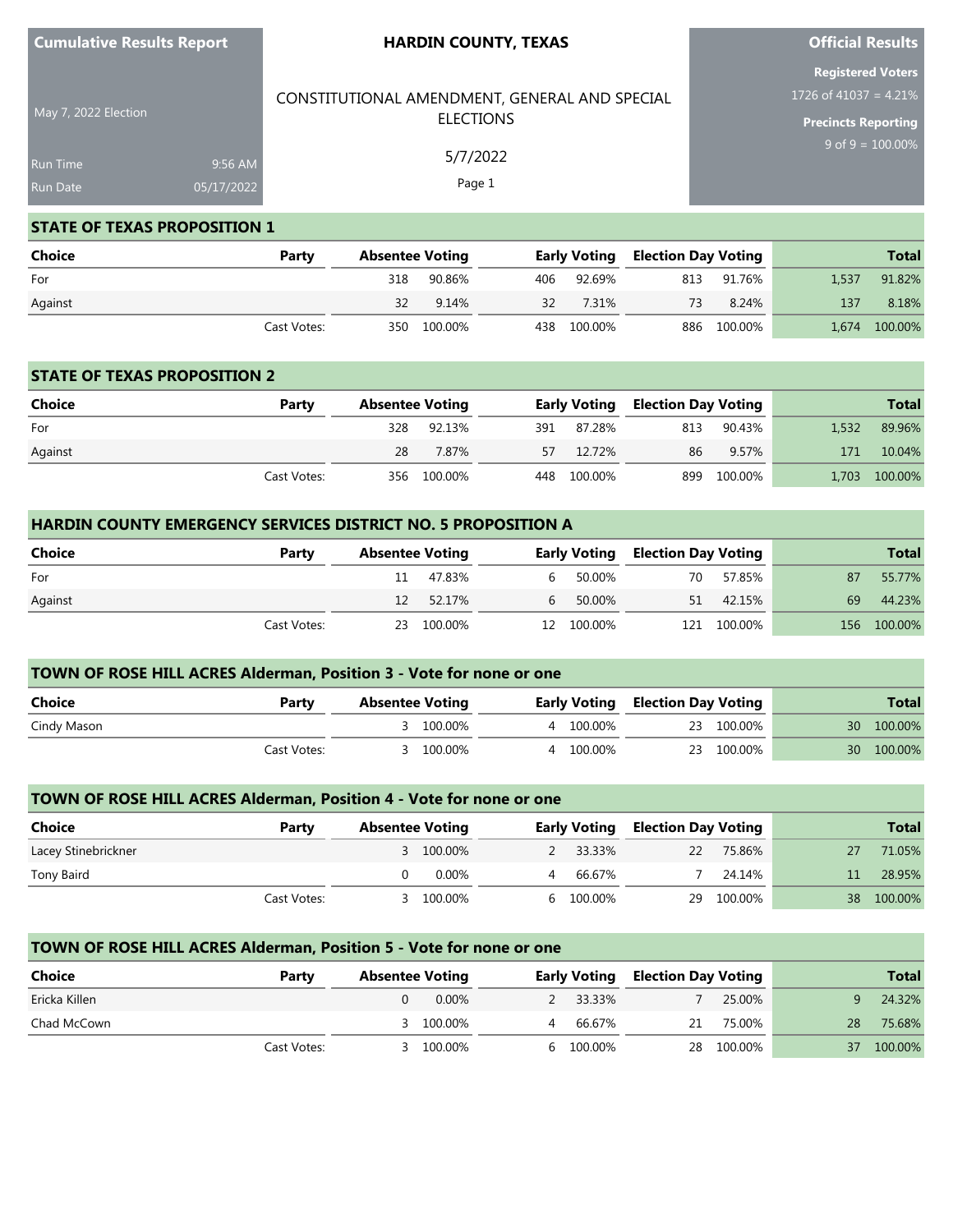**Cumulative Results Report**

May 7, 2022 Election

Run Time 9:56 AM
Run Date 05/17/2022

# HARDIN COUNTY, TEXAS

CONSTITUTIONAL AMENDMENT, GENERAL AND SPECIAL ELECTIONS

5/7/2022

**Official Results**

**Registered Voters**
1726 of 41037 = 4.21%

**Precincts Reporting**
9 of 9 = 100.00%

## STATE OF TEXAS PROPOSITION 1

| Choice | Party | Absentee Voting | | Early Voting | | Election Day Voting | | Total | |
|---|---|---|---|---|---|---|---|---|---|
| For | | 318 | 90.86% | 406 | 92.69% | 813 | 91.76% | 1,537 | 91.82% |
| Against | | 32 | 9.14% | 32 | 7.31% | 73 | 8.24% | 137 | 8.18% |
| | Cast Votes: | 350 | 100.00% | 438 | 100.00% | 886 | 100.00% | 1,674 | 100.00% |

## STATE OF TEXAS PROPOSITION 2

| Choice | Party | Absentee Voting | | Early Voting | | Election Day Voting | | Total | |
|---|---|---|---|---|---|---|---|---|---|
| For | | 328 | 92.13% | 391 | 87.28% | 813 | 90.43% | 1,532 | 89.96% |
| Against | | 28 | 7.87% | 57 | 12.72% | 86 | 9.57% | 171 | 10.04% |
| | Cast Votes: | 356 | 100.00% | 448 | 100.00% | 899 | 100.00% | 1,703 | 100.00% |

## HARDIN COUNTY EMERGENCY SERVICES DISTRICT NO. 5 PROPOSITION A

| Choice | Party | Absentee Voting | | Early Voting | | Election Day Voting | | Total | |
|---|---|---|---|---|---|---|---|---|---|
| For | | 11 | 47.83% | 6 | 50.00% | 70 | 57.85% | 87 | 55.77% |
| Against | | 12 | 52.17% | 6 | 50.00% | 51 | 42.15% | 69 | 44.23% |
| | Cast Votes: | 23 | 100.00% | 12 | 100.00% | 121 | 100.00% | 156 | 100.00% |

## TOWN OF ROSE HILL ACRES Alderman, Position 3 - Vote for none or one

| Choice | Party | Absentee Voting | | Early Voting | | Election Day Voting | | Total | |
|---|---|---|---|---|---|---|---|---|---|
| Cindy Mason | | 3 | 100.00% | 4 | 100.00% | 23 | 100.00% | 30 | 100.00% |
| | Cast Votes: | 3 | 100.00% | 4 | 100.00% | 23 | 100.00% | 30 | 100.00% |

## TOWN OF ROSE HILL ACRES Alderman, Position 4 - Vote for none or one

| Choice | Party | Absentee Voting | | Early Voting | | Election Day Voting | | Total | |
|---|---|---|---|---|---|---|---|---|---|
| Lacey Stinebrickner | | 3 | 100.00% | 2 | 33.33% | 22 | 75.86% | 27 | 71.05% |
| Tony Baird | | 0 | 0.00% | 4 | 66.67% | 7 | 24.14% | 11 | 28.95% |
| | Cast Votes: | 3 | 100.00% | 6 | 100.00% | 29 | 100.00% | 38 | 100.00% |

## TOWN OF ROSE HILL ACRES Alderman, Position 5 - Vote for none or one

| Choice | Party | Absentee Voting | | Early Voting | | Election Day Voting | | Total | |
|---|---|---|---|---|---|---|---|---|---|
| Ericka Killen | | 0 | 0.00% | 2 | 33.33% | 7 | 25.00% | 9 | 24.32% |
| Chad McCown | | 3 | 100.00% | 4 | 66.67% | 21 | 75.00% | 28 | 75.68% |
| | Cast Votes: | 3 | 100.00% | 6 | 100.00% | 28 | 100.00% | 37 | 100.00% |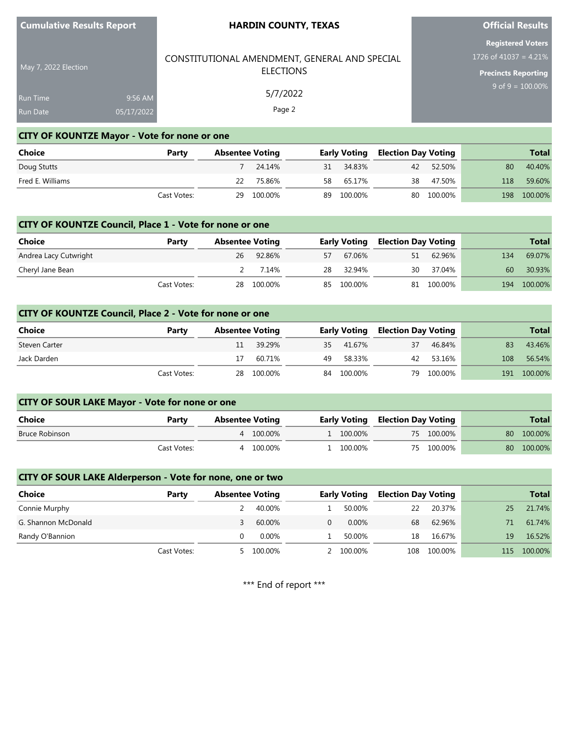**Cumulative Results Report**

May 7, 2022 Election

Run Time 9:56 AM

Run Date 05/17/2022

**HARDIN COUNTY, TEXAS**

CONSTITUTIONAL AMENDMENT, GENERAL AND SPECIAL ELECTIONS

5/7/2022

**Official Results**

**Registered Voters**

1726 of 41037 = 4.21%

**Precincts Reporting**

9 of 9 = 100.00%

## CITY OF KOUNTZE Mayor - Vote for none or one

| Choice | Party | Absentee Voting | | Early Voting | | Election Day Voting | | Total | |
|---|---|---|---|---|---|---|---|---|---|
| Doug Stutts | | 7 | 24.14% | 31 | 34.83% | 42 | 52.50% | 80 | 40.40% |
| Fred E. Williams | | 22 | 75.86% | 58 | 65.17% | 38 | 47.50% | 118 | 59.60% |
| | Cast Votes: | 29 | 100.00% | 89 | 100.00% | 80 | 100.00% | 198 | 100.00% |

## CITY OF KOUNTZE Council, Place 1 - Vote for none or one

| Choice | Party | Absentee Voting | | Early Voting | | Election Day Voting | | Total | |
|---|---|---|---|---|---|---|---|---|---|
| Andrea Lacy Cutwright | | 26 | 92.86% | 57 | 67.06% | 51 | 62.96% | 134 | 69.07% |
| Cheryl Jane Bean | | 2 | 7.14% | 28 | 32.94% | 30 | 37.04% | 60 | 30.93% |
| | Cast Votes: | 28 | 100.00% | 85 | 100.00% | 81 | 100.00% | 194 | 100.00% |

## CITY OF KOUNTZE Council, Place 2 - Vote for none or one

| Choice | Party | Absentee Voting | | Early Voting | | Election Day Voting | | Total | |
|---|---|---|---|---|---|---|---|---|---|
| Steven Carter | | 11 | 39.29% | 35 | 41.67% | 37 | 46.84% | 83 | 43.46% |
| Jack Darden | | 17 | 60.71% | 49 | 58.33% | 42 | 53.16% | 108 | 56.54% |
| | Cast Votes: | 28 | 100.00% | 84 | 100.00% | 79 | 100.00% | 191 | 100.00% |

## CITY OF SOUR LAKE Mayor - Vote for none or one

| Choice | Party | Absentee Voting | | Early Voting | | Election Day Voting | | Total | |
|---|---|---|---|---|---|---|---|---|---|
| Bruce Robinson | | 4 | 100.00% | 1 | 100.00% | 75 | 100.00% | 80 | 100.00% |
| | Cast Votes: | 4 | 100.00% | 1 | 100.00% | 75 | 100.00% | 80 | 100.00% |

## CITY OF SOUR LAKE Alderperson - Vote for none, one or two

| Choice | Party | Absentee Voting | | Early Voting | | Election Day Voting | | Total | |
|---|---|---|---|---|---|---|---|---|---|
| Connie Murphy | | 2 | 40.00% | 1 | 50.00% | 22 | 20.37% | 25 | 21.74% |
| G. Shannon McDonald | | 3 | 60.00% | 0 | 0.00% | 68 | 62.96% | 71 | 61.74% |
| Randy O'Bannion | | 0 | 0.00% | 1 | 50.00% | 18 | 16.67% | 19 | 16.52% |
| | Cast Votes: | 5 | 100.00% | 2 | 100.00% | 108 | 100.00% | 115 | 100.00% |

*** End of report ***